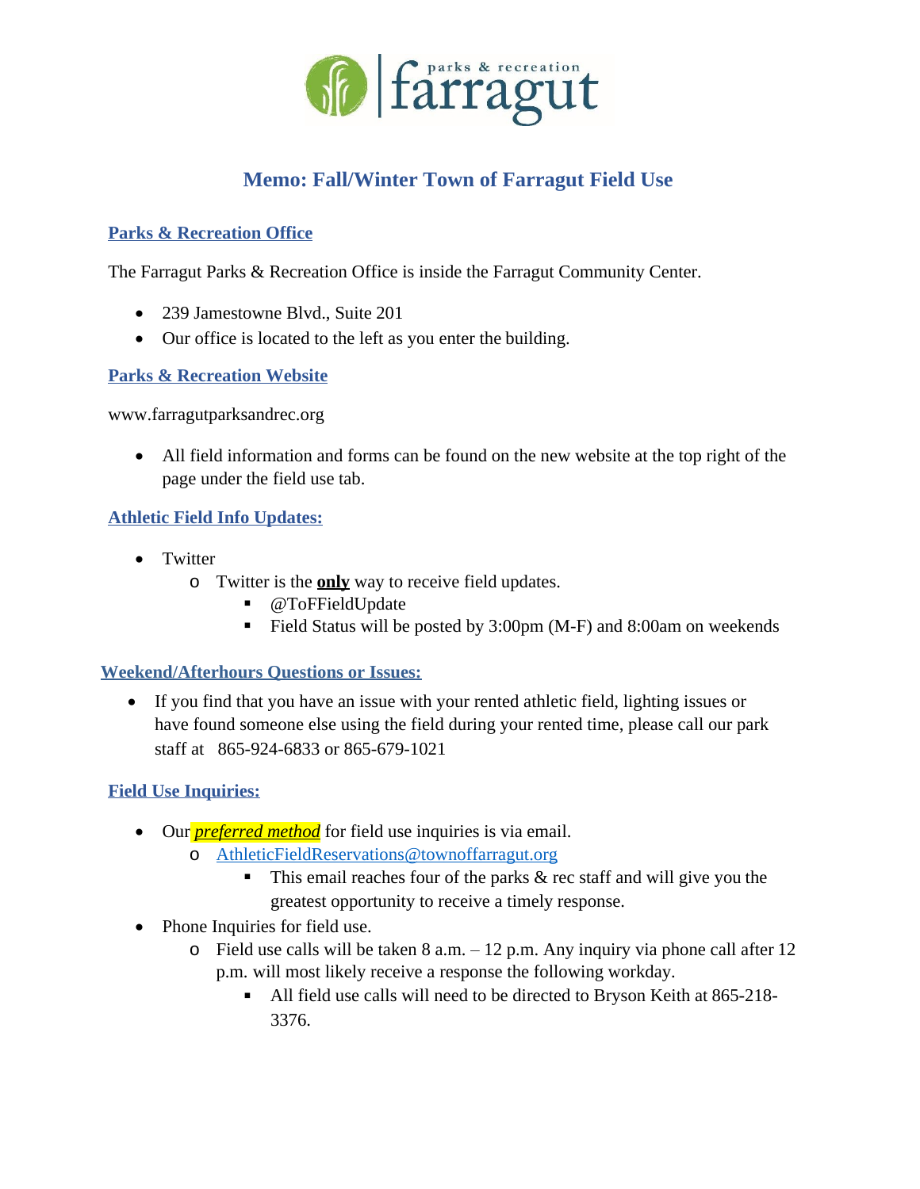# Memo: Fall/Winter Town of Farragut Field Use

## Parks & Recreation Office

The Farragut Parks & Recreation Office is inside the Farragut Community Center.

- 239 Jamestowne Blvd., Suite 201
- Our office is located to the left as you enter the building.

## Parks & Recreation Website

www.farragutparksandrec.org

- All field information and forms can be found on the new website at the top right of the page under the field use tab.

## Athletic Field Info Updates:

- Twitter
  - Twitter is the **only** way to receive field updates.
    - @ToFFieldUpdate
    - Field Status will be posted by 3:00pm (M-F) and 8:00am on weekends

## Weekend/Afterhours Questions or Issues:

- If you find that you have an issue with your rented athletic field, lighting issues or have found someone else using the field during your rented time, please call our park staff at 865-924-6833 or 865-679-1021

## Field Use Inquiries:

- Our ***preferred method*** for field use inquiries is via email.
  - AthleticFieldReservations@townoffarragut.org
    - This email reaches four of the parks & rec staff and will give you the greatest opportunity to receive a timely response.
- Phone Inquiries for field use.
  - Field use calls will be taken 8 a.m. – 12 p.m. Any inquiry via phone call after 12 p.m. will most likely receive a response the following workday.
    - All field use calls will need to be directed to Bryson Keith at 865-218-3376.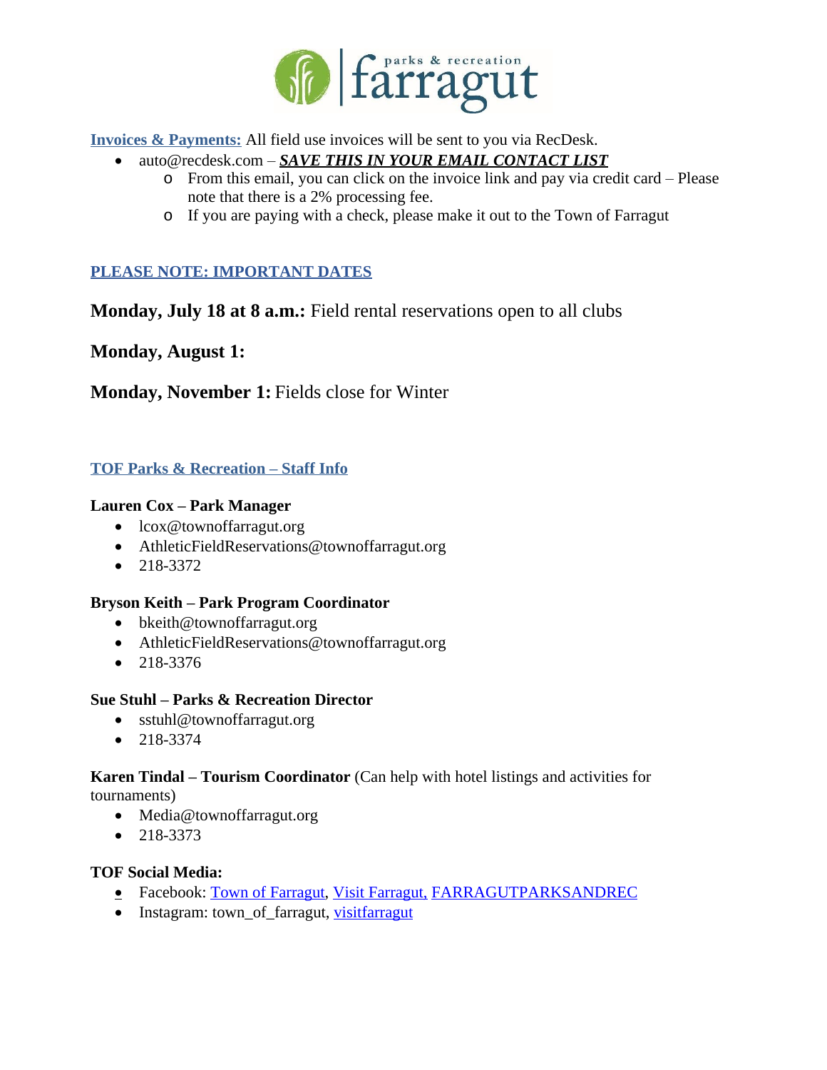**Invoices & Payments:** All field use invoices will be sent to you via RecDesk.

- auto@recdesk.com – ***SAVE THIS IN YOUR EMAIL CONTACT LIST***
  - From this email, you can click on the invoice link and pay via credit card – Please note that there is a 2% processing fee.
  - If you are paying with a check, please make it out to the Town of Farragut

**PLEASE NOTE: IMPORTANT DATES**

**Monday, July 18 at 8 a.m.:** Field rental reservations open to all clubs

**Monday, August 1:**

**Monday, November 1:** Fields close for Winter

**TOF Parks & Recreation – Staff Info**

**Lauren Cox – Park Manager**

- lcox@townoffarragut.org
- AthleticFieldReservations@townoffarragut.org
- 218-3372

**Bryson Keith – Park Program Coordinator**

- bkeith@townoffarragut.org
- AthleticFieldReservations@townoffarragut.org
- 218-3376

**Sue Stuhl – Parks & Recreation Director**

- sstuhl@townoffarragut.org
- 218-3374

**Karen Tindal – Tourism Coordinator** (Can help with hotel listings and activities for tournaments)

- Media@townoffarragut.org
- 218-3373

**TOF Social Media:**

- Facebook: Town of Farragut, Visit Farragut, FARRAGUTPARKSANDREC
- Instagram: town_of_farragut, visitfarragut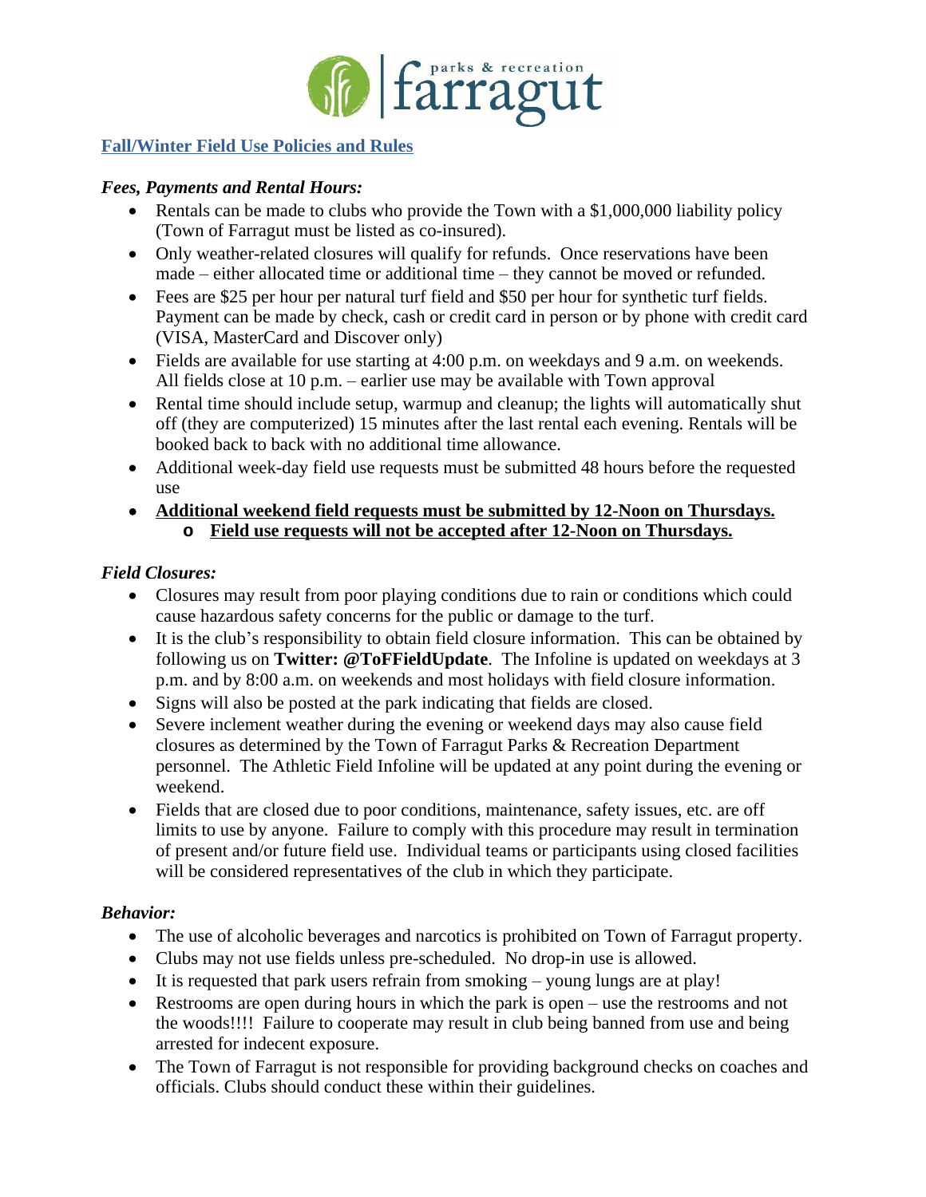## Fall/Winter Field Use Policies and Rules

### *Fees, Payments and Rental Hours:*

- Rentals can be made to clubs who provide the Town with a $1,000,000 liability policy (Town of Farragut must be listed as co-insured).
- Only weather-related closures will qualify for refunds. Once reservations have been made – either allocated time or additional time – they cannot be moved or refunded.
- Fees are $25 per hour per natural turf field and $50 per hour for synthetic turf fields. Payment can be made by check, cash or credit card in person or by phone with credit card (VISA, MasterCard and Discover only)
- Fields are available for use starting at 4:00 p.m. on weekdays and 9 a.m. on weekends. All fields close at 10 p.m. – earlier use may be available with Town approval
- Rental time should include setup, warmup and cleanup; the lights will automatically shut off (they are computerized) 15 minutes after the last rental each evening. Rentals will be booked back to back with no additional time allowance.
- Additional week-day field use requests must be submitted 48 hours before the requested use
- **Additional weekend field requests must be submitted by 12-Noon on Thursdays.**
  - **Field use requests will not be accepted after 12-Noon on Thursdays.**

### *Field Closures:*

- Closures may result from poor playing conditions due to rain or conditions which could cause hazardous safety concerns for the public or damage to the turf.
- It is the club's responsibility to obtain field closure information. This can be obtained by following us on **Twitter: @ToFFieldUpdate**. The Infoline is updated on weekdays at 3 p.m. and by 8:00 a.m. on weekends and most holidays with field closure information.
- Signs will also be posted at the park indicating that fields are closed.
- Severe inclement weather during the evening or weekend days may also cause field closures as determined by the Town of Farragut Parks & Recreation Department personnel. The Athletic Field Infoline will be updated at any point during the evening or weekend.
- Fields that are closed due to poor conditions, maintenance, safety issues, etc. are off limits to use by anyone. Failure to comply with this procedure may result in termination of present and/or future field use. Individual teams or participants using closed facilities will be considered representatives of the club in which they participate.

### *Behavior:*

- The use of alcoholic beverages and narcotics is prohibited on Town of Farragut property.
- Clubs may not use fields unless pre-scheduled. No drop-in use is allowed.
- It is requested that park users refrain from smoking – young lungs are at play!
- Restrooms are open during hours in which the park is open – use the restrooms and not the woods!!!! Failure to cooperate may result in club being banned from use and being arrested for indecent exposure.
- The Town of Farragut is not responsible for providing background checks on coaches and officials. Clubs should conduct these within their guidelines.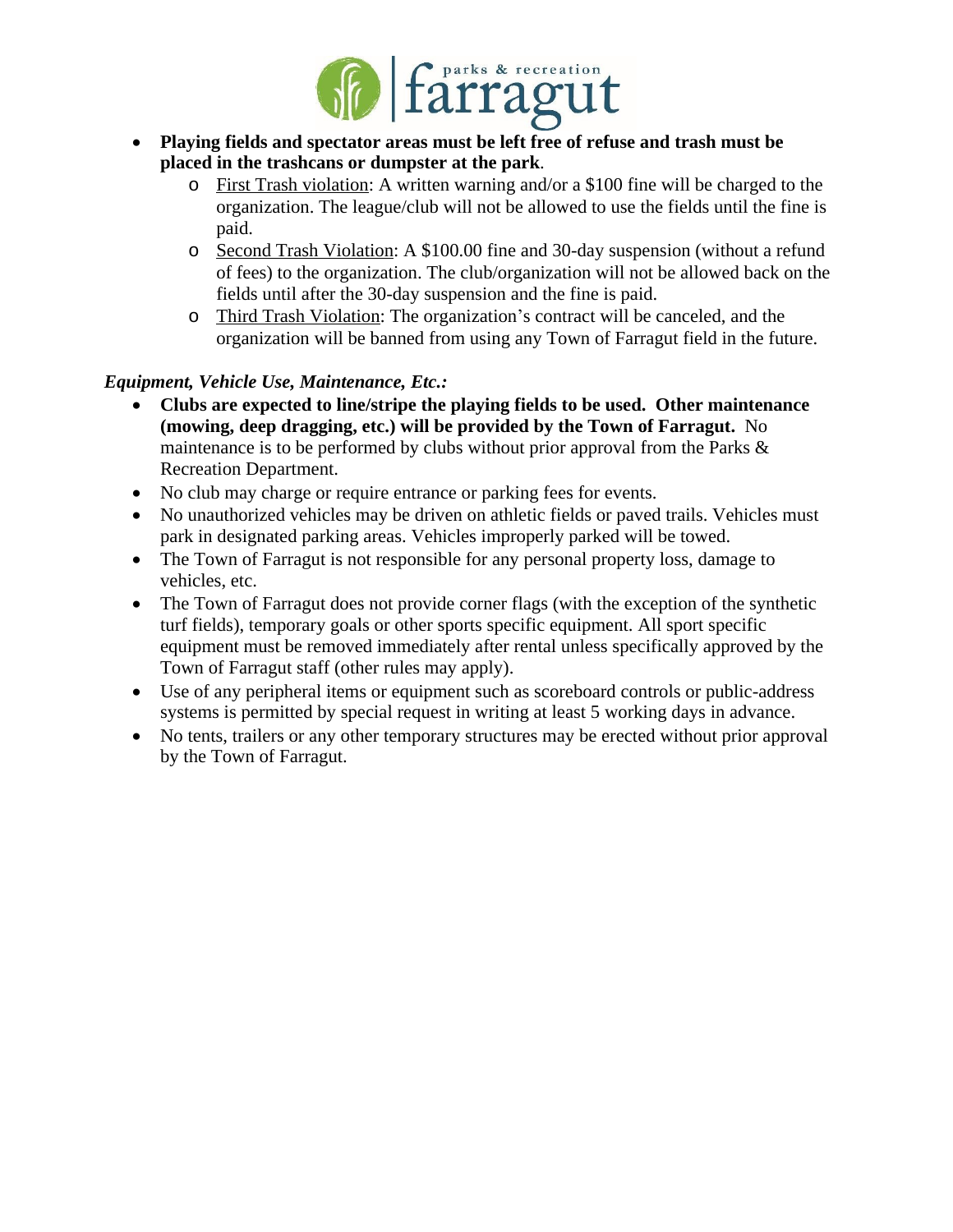- **Playing fields and spectator areas must be left free of refuse and trash must be placed in the trashcans or dumpster at the park**.
  - First Trash violation: A written warning and/or a $100 fine will be charged to the organization. The league/club will not be allowed to use the fields until the fine is paid.
  - Second Trash Violation: A $100.00 fine and 30-day suspension (without a refund of fees) to the organization. The club/organization will not be allowed back on the fields until after the 30-day suspension and the fine is paid.
  - Third Trash Violation: The organization's contract will be canceled, and the organization will be banned from using any Town of Farragut field in the future.

***Equipment, Vehicle Use, Maintenance, Etc.:***

- **Clubs are expected to line/stripe the playing fields to be used. Other maintenance (mowing, deep dragging, etc.) will be provided by the Town of Farragut.** No maintenance is to be performed by clubs without prior approval from the Parks & Recreation Department.
- No club may charge or require entrance or parking fees for events.
- No unauthorized vehicles may be driven on athletic fields or paved trails. Vehicles must park in designated parking areas. Vehicles improperly parked will be towed.
- The Town of Farragut is not responsible for any personal property loss, damage to vehicles, etc.
- The Town of Farragut does not provide corner flags (with the exception of the synthetic turf fields), temporary goals or other sports specific equipment. All sport specific equipment must be removed immediately after rental unless specifically approved by the Town of Farragut staff (other rules may apply).
- Use of any peripheral items or equipment such as scoreboard controls or public-address systems is permitted by special request in writing at least 5 working days in advance.
- No tents, trailers or any other temporary structures may be erected without prior approval by the Town of Farragut.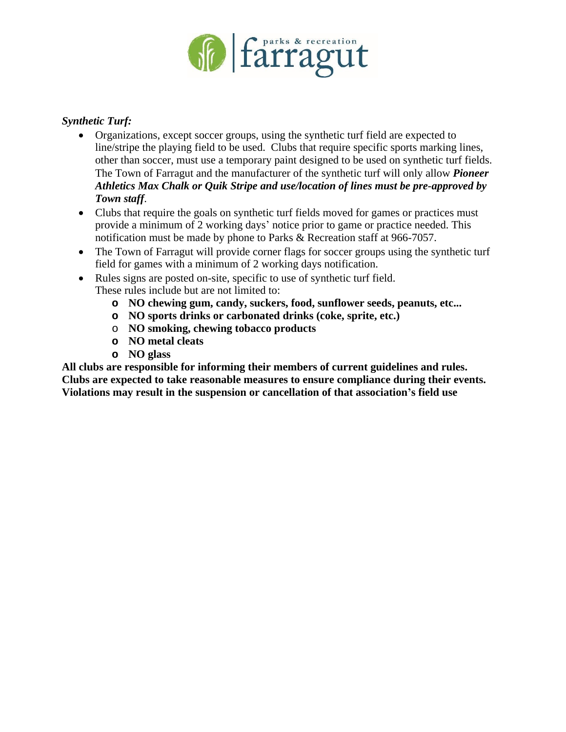*Synthetic Turf:*

- Organizations, except soccer groups, using the synthetic turf field are expected to line/stripe the playing field to be used. Clubs that require specific sports marking lines, other than soccer, must use a temporary paint designed to be used on synthetic turf fields. The Town of Farragut and the manufacturer of the synthetic turf will only allow ***Pioneer Athletics Max Chalk or Quik Stripe and use/location of lines must be pre-approved by Town staff***.
- Clubs that require the goals on synthetic turf fields moved for games or practices must provide a minimum of 2 working days' notice prior to game or practice needed. This notification must be made by phone to Parks & Recreation staff at 966-7057.
- The Town of Farragut will provide corner flags for soccer groups using the synthetic turf field for games with a minimum of 2 working days notification.
- Rules signs are posted on-site, specific to use of synthetic turf field. These rules include but are not limited to:
  - **NO chewing gum, candy, suckers, food, sunflower seeds, peanuts, etc...**
  - **NO sports drinks or carbonated drinks (coke, sprite, etc.)**
  - **NO smoking, chewing tobacco products**
  - **NO metal cleats**
  - **NO glass**

**All clubs are responsible for informing their members of current guidelines and rules. Clubs are expected to take reasonable measures to ensure compliance during their events. Violations may result in the suspension or cancellation of that association's field use**